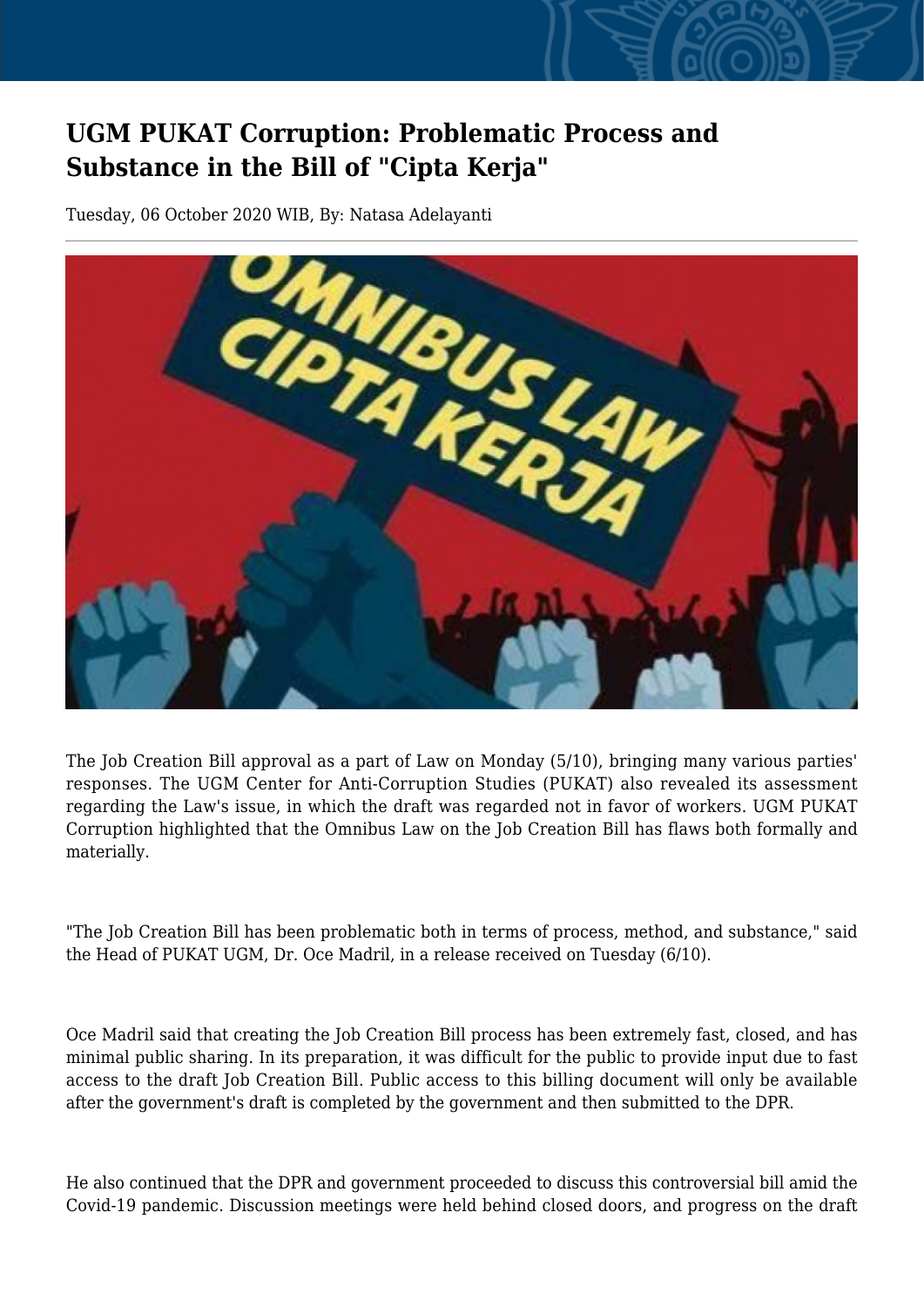# UGM PUKAT Corruption: Problematic Process and Substance in the Bill of "Cipta Kerja"

Tuesday, 06 October 2020 WIB, By: Natasa Adelayanti

The Job Creation Bill approval as a part of Law on Monday (5/10), bringing many various parties' responses. The UGM Center for Anti-Corruption Studies (PUKAT) also revealed its assessment regarding the Law's issue, in which the draft was regarded not in favor of workers. UGM PUKAT Corruption highlighted that the Omnibus Law on the Job Creation Bill has flaws both formally and materially.

"The Job Creation Bill has been problematic both in terms of process, method, and substance," said the Head of PUKAT UGM, Dr. Oce Madril, in a release received on Tuesday (6/10).

Oce Madril said that creating the Job Creation Bill process has been extremely fast, closed, and has minimal public sharing. In its preparation, it was difficult for the public to provide input due to fast access to the draft Job Creation Bill. Public access to this billing document will only be available after the government's draft is completed by the government and then submitted to the DPR.

He also continued that the DPR and government proceeded to discuss this controversial bill amid the Covid-19 pandemic. Discussion meetings were held behind closed doors, and progress on the draft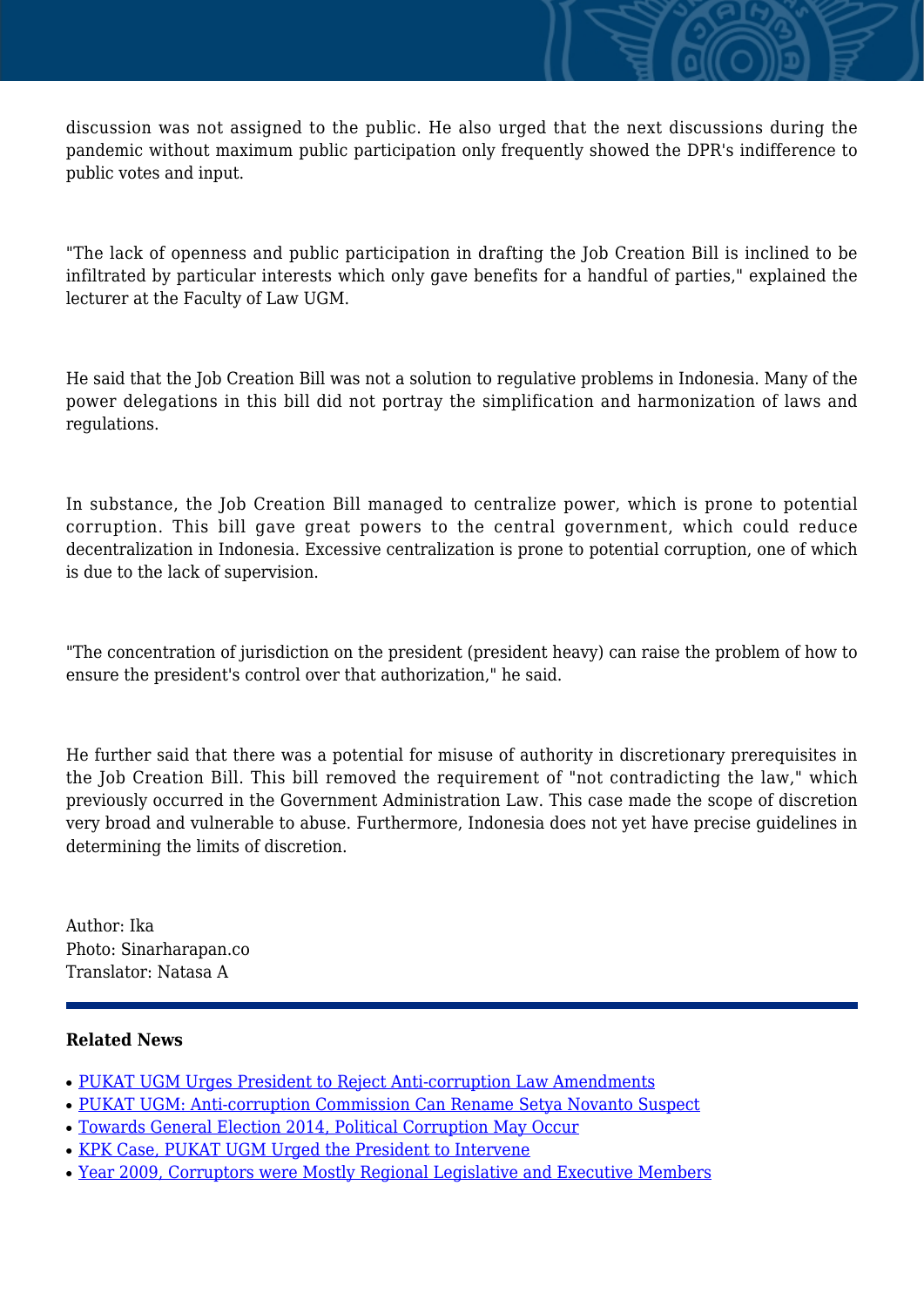discussion was not assigned to the public. He also urged that the next discussions during the pandemic without maximum public participation only frequently showed the DPR's indifference to public votes and input.

"The lack of openness and public participation in drafting the Job Creation Bill is inclined to be infiltrated by particular interests which only gave benefits for a handful of parties," explained the lecturer at the Faculty of Law UGM.

He said that the Job Creation Bill was not a solution to regulative problems in Indonesia. Many of the power delegations in this bill did not portray the simplification and harmonization of laws and regulations.

In substance, the Job Creation Bill managed to centralize power, which is prone to potential corruption. This bill gave great powers to the central government, which could reduce decentralization in Indonesia. Excessive centralization is prone to potential corruption, one of which is due to the lack of supervision.

"The concentration of jurisdiction on the president (president heavy) can raise the problem of how to ensure the president's control over that authorization," he said.

He further said that there was a potential for misuse of authority in discretionary prerequisites in the Job Creation Bill. This bill removed the requirement of "not contradicting the law," which previously occurred in the Government Administration Law. This case made the scope of discretion very broad and vulnerable to abuse. Furthermore, Indonesia does not yet have precise guidelines in determining the limits of discretion.

Author: Ika
Photo: Sinarharapan.co
Translator: Natasa A

---

**Related News**

- PUKAT UGM Urges President to Reject Anti-corruption Law Amendments
- PUKAT UGM: Anti-corruption Commission Can Rename Setya Novanto Suspect
- Towards General Election 2014, Political Corruption May Occur
- KPK Case, PUKAT UGM Urged the President to Intervene
- Year 2009, Corruptors were Mostly Regional Legislative and Executive Members